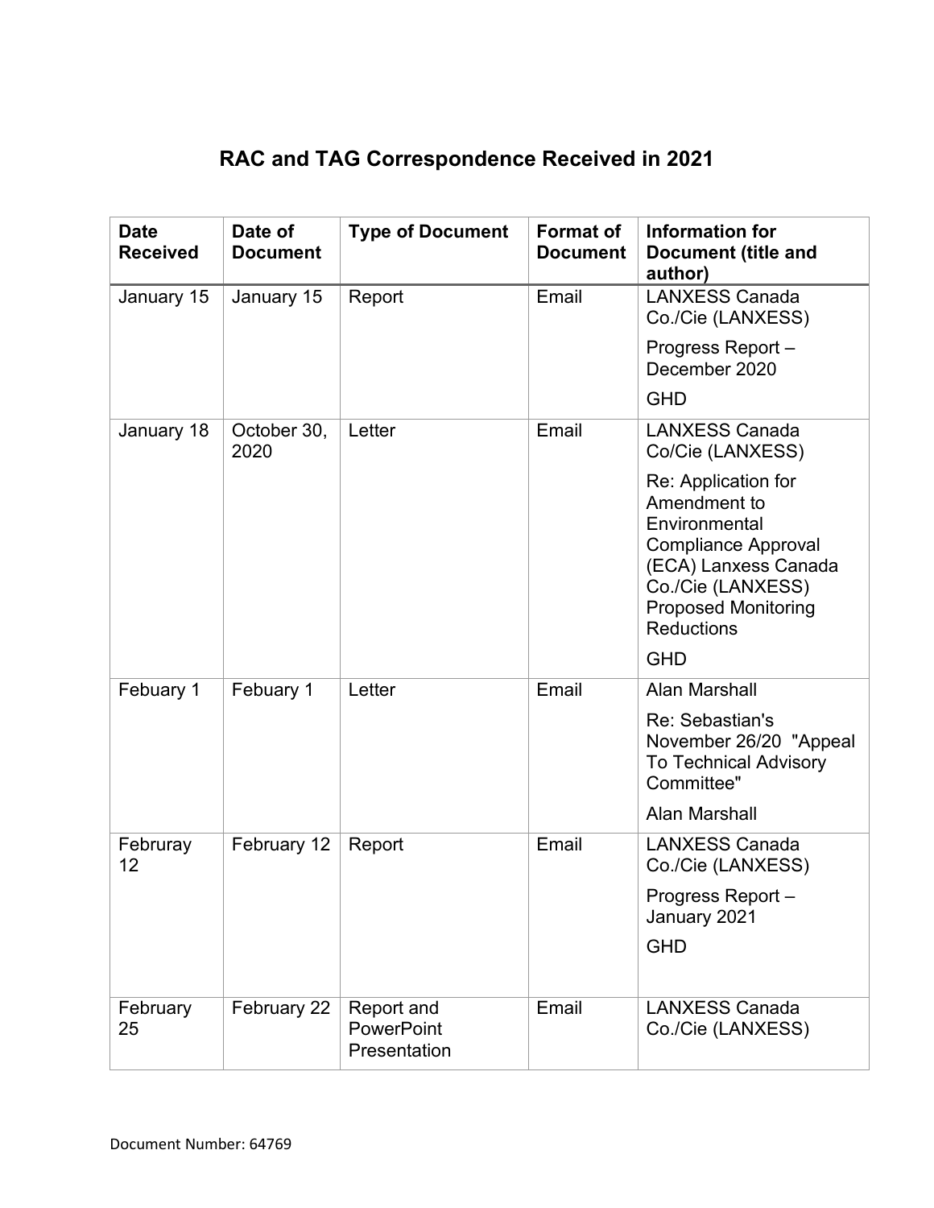# RAC and TAG Correspondence Received in 2021

| Date Received | Date of Document | Type of Document | Format of Document | Information for Document (title and author) |
|---|---|---|---|---|
| January 15 | January 15 | Report | Email | LANXESS Canada Co./Cie (LANXESS)<br><br>Progress Report – December 2020<br><br>GHD |
| January 18 | October 30, 2020 | Letter | Email | LANXESS Canada Co/Cie (LANXESS)<br><br>Re: Application for Amendment to Environmental Compliance Approval (ECA) Lanxess Canada Co./Cie (LANXESS) Proposed Monitoring Reductions<br><br>GHD |
| Febuary 1 | Febuary 1 | Letter | Email | Alan Marshall<br><br>Re: Sebastian's November 26/20 "Appeal To Technical Advisory Committee"<br><br>Alan Marshall |
| Februray 12 | February 12 | Report | Email | LANXESS Canada Co./Cie (LANXESS)<br><br>Progress Report – January 2021<br><br>GHD |
| February 25 | February 22 | Report and PowerPoint Presentation | Email | LANXESS Canada Co./Cie (LANXESS) |

Document Number: 64769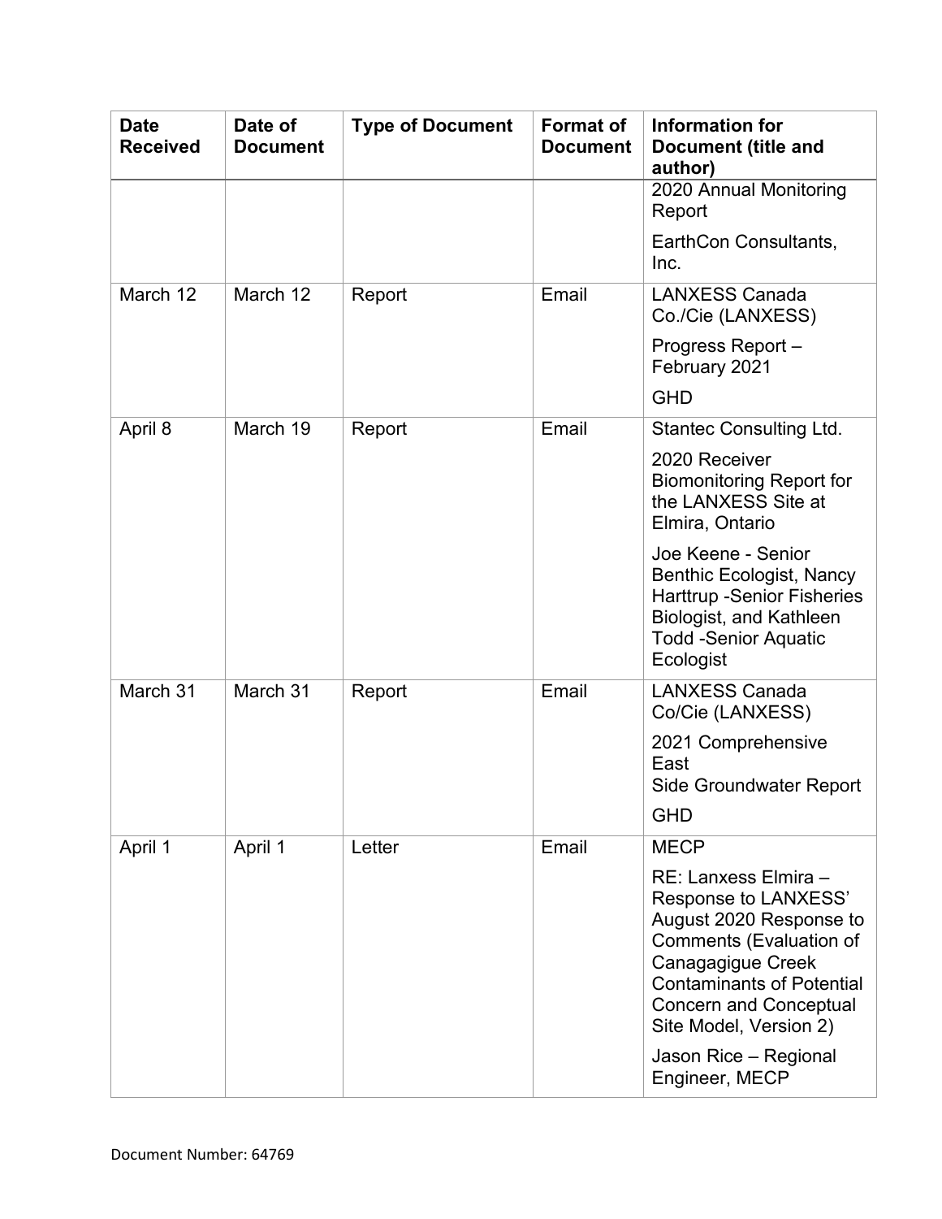| Date Received | Date of Document | Type of Document | Format of Document | Information for Document (title and author) |
|---|---|---|---|---|
| | | | | 2020 Annual Monitoring Report<br><br>EarthCon Consultants, Inc. |
| March 12 | March 12 | Report | Email | LANXESS Canada Co./Cie (LANXESS)<br><br>Progress Report – February 2021<br><br>GHD |
| April 8 | March 19 | Report | Email | Stantec Consulting Ltd.<br><br>2020 Receiver Biomonitoring Report for the LANXESS Site at Elmira, Ontario<br><br>Joe Keene - Senior Benthic Ecologist, Nancy Harttrup -Senior Fisheries Biologist, and Kathleen Todd -Senior Aquatic Ecologist |
| March 31 | March 31 | Report | Email | LANXESS Canada Co/Cie (LANXESS)<br><br>2021 Comprehensive East Side Groundwater Report<br><br>GHD |
| April 1 | April 1 | Letter | Email | MECP<br><br>RE: Lanxess Elmira – Response to LANXESS' August 2020 Response to Comments (Evaluation of Canagagigue Creek Contaminants of Potential Concern and Conceptual Site Model, Version 2)<br><br>Jason Rice – Regional Engineer, MECP |

Document Number: 64769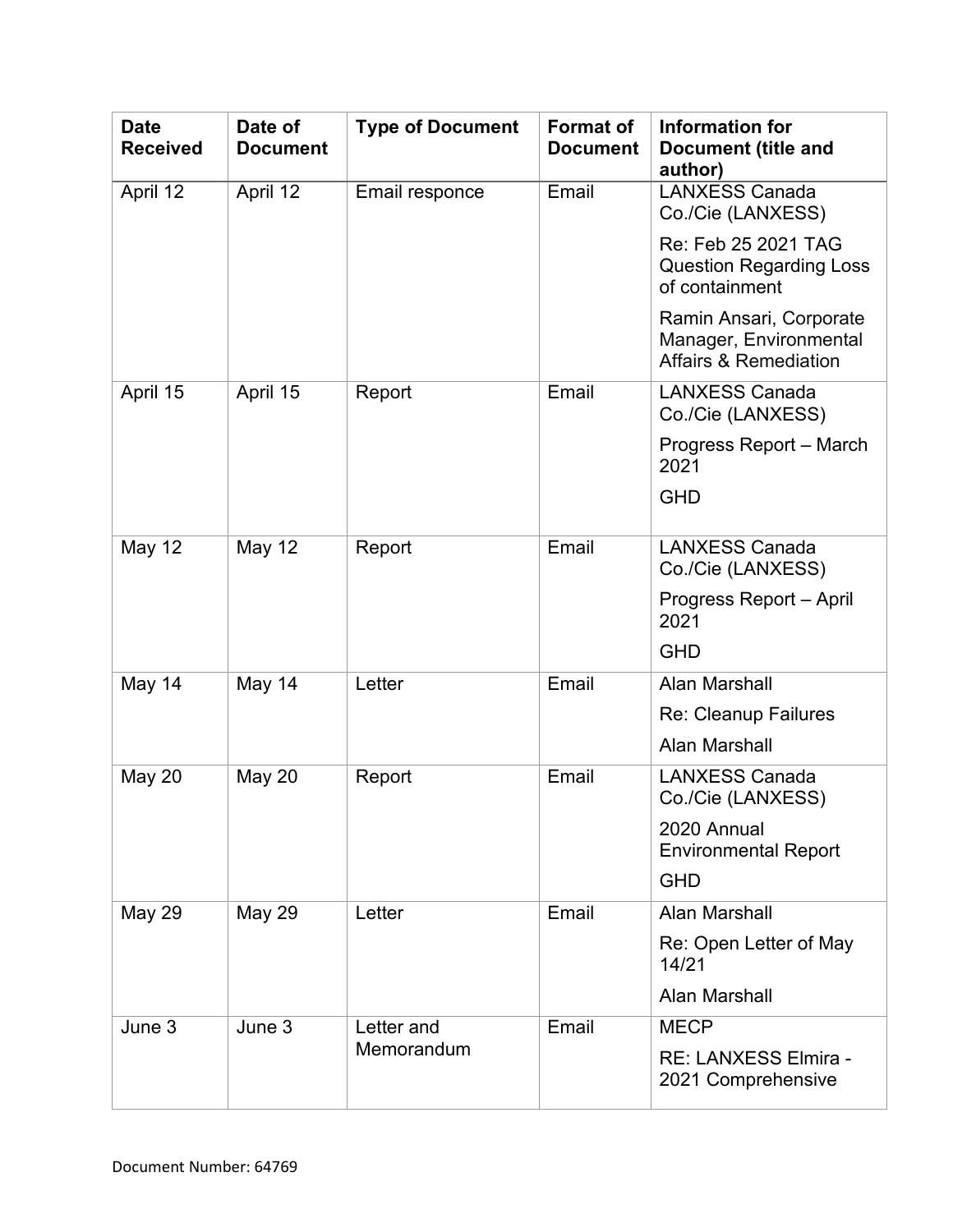| Date Received | Date of Document | Type of Document | Format of Document | Information for Document (title and author) |
|---|---|---|---|---|
| April 12 | April 12 | Email responce | Email | LANXESS Canada Co./Cie (LANXESS)<br>Re: Feb 25 2021 TAG Question Regarding Loss of containment<br>Ramin Ansari, Corporate Manager, Environmental Affairs & Remediation |
| April 15 | April 15 | Report | Email | LANXESS Canada Co./Cie (LANXESS)<br>Progress Report – March 2021<br>GHD |
| May 12 | May 12 | Report | Email | LANXESS Canada Co./Cie (LANXESS)<br>Progress Report – April 2021<br>GHD |
| May 14 | May 14 | Letter | Email | Alan Marshall<br>Re: Cleanup Failures<br>Alan Marshall |
| May 20 | May 20 | Report | Email | LANXESS Canada Co./Cie (LANXESS)<br>2020 Annual Environmental Report<br>GHD |
| May 29 | May 29 | Letter | Email | Alan Marshall<br>Re: Open Letter of May 14/21<br>Alan Marshall |
| June 3 | June 3 | Letter and Memorandum | Email | MECP<br>RE: LANXESS Elmira - 2021 Comprehensive |

Document Number: 64769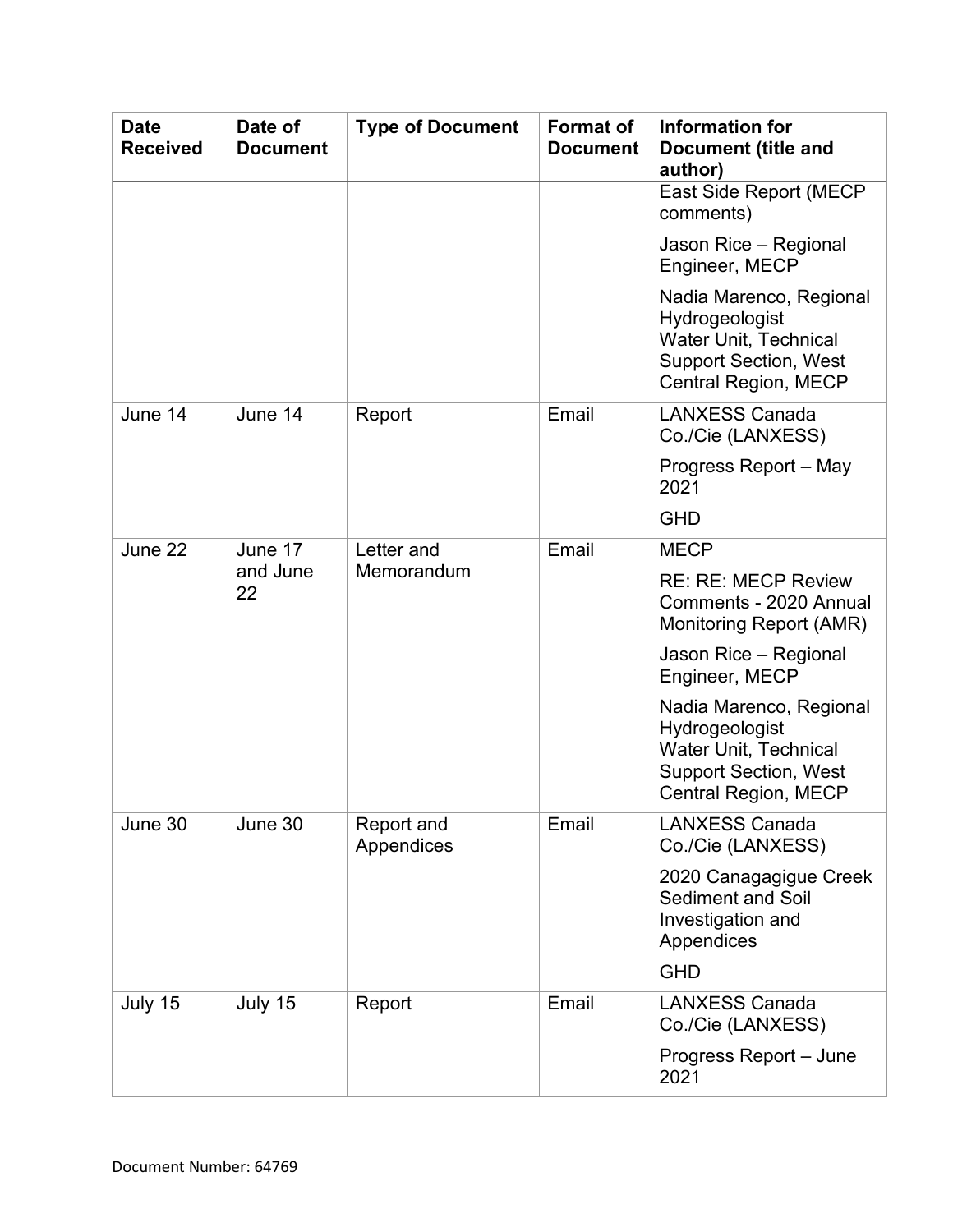| Date Received | Date of Document | Type of Document | Format of Document | Information for Document (title and author) |
|---|---|---|---|---|
| | | | | East Side Report (MECP comments)<br><br>Jason Rice – Regional Engineer, MECP<br><br>Nadia Marenco, Regional Hydrogeologist Water Unit, Technical Support Section, West Central Region, MECP |
| June 14 | June 14 | Report | Email | LANXESS Canada Co./Cie (LANXESS)<br><br>Progress Report – May 2021<br><br>GHD |
| June 22 | June 17 and June 22 | Letter and Memorandum | Email | MECP<br><br>RE: RE: MECP Review Comments - 2020 Annual Monitoring Report (AMR)<br><br>Jason Rice – Regional Engineer, MECP<br><br>Nadia Marenco, Regional Hydrogeologist Water Unit, Technical Support Section, West Central Region, MECP |
| June 30 | June 30 | Report and Appendices | Email | LANXESS Canada Co./Cie (LANXESS)<br><br>2020 Canagagigue Creek Sediment and Soil Investigation and Appendices<br><br>GHD |
| July 15 | July 15 | Report | Email | LANXESS Canada Co./Cie (LANXESS)<br><br>Progress Report – June 2021 |

Document Number: 64769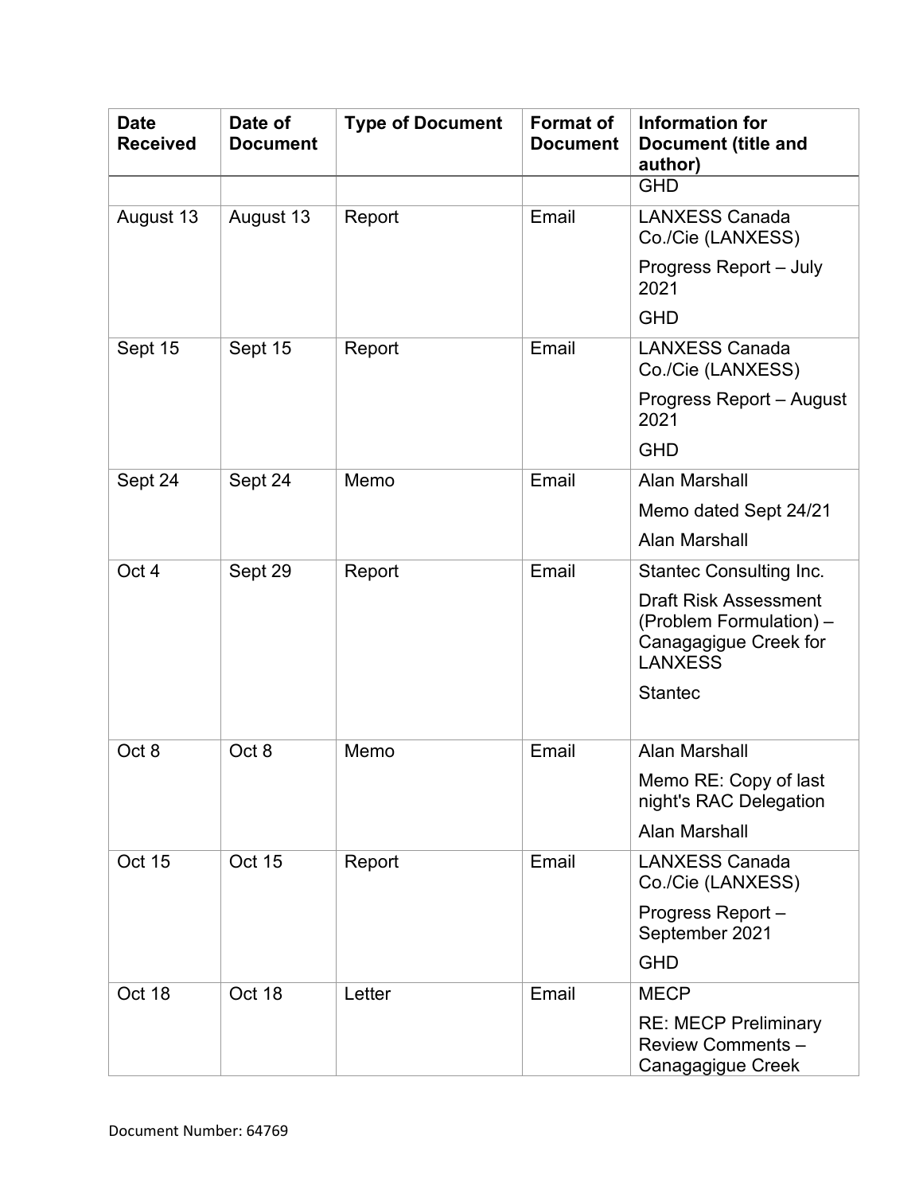| Date Received | Date of Document | Type of Document | Format of Document | Information for Document (title and author) |
|---|---|---|---|---|
| | | | | GHD |
| August 13 | August 13 | Report | Email | LANXESS Canada Co./Cie (LANXESS)<br>Progress Report – July 2021<br>GHD |
| Sept 15 | Sept 15 | Report | Email | LANXESS Canada Co./Cie (LANXESS)<br>Progress Report – August 2021<br>GHD |
| Sept 24 | Sept 24 | Memo | Email | Alan Marshall<br>Memo dated Sept 24/21<br>Alan Marshall |
| Oct 4 | Sept 29 | Report | Email | Stantec Consulting Inc.<br>Draft Risk Assessment (Problem Formulation) – Canagagigue Creek for LANXESS<br>Stantec |
| Oct 8 | Oct 8 | Memo | Email | Alan Marshall<br>Memo RE: Copy of last night's RAC Delegation<br>Alan Marshall |
| Oct 15 | Oct 15 | Report | Email | LANXESS Canada Co./Cie (LANXESS)<br>Progress Report – September 2021<br>GHD |
| Oct 18 | Oct 18 | Letter | Email | MECP<br>RE: MECP Preliminary Review Comments – Canagagigue Creek |

Document Number: 64769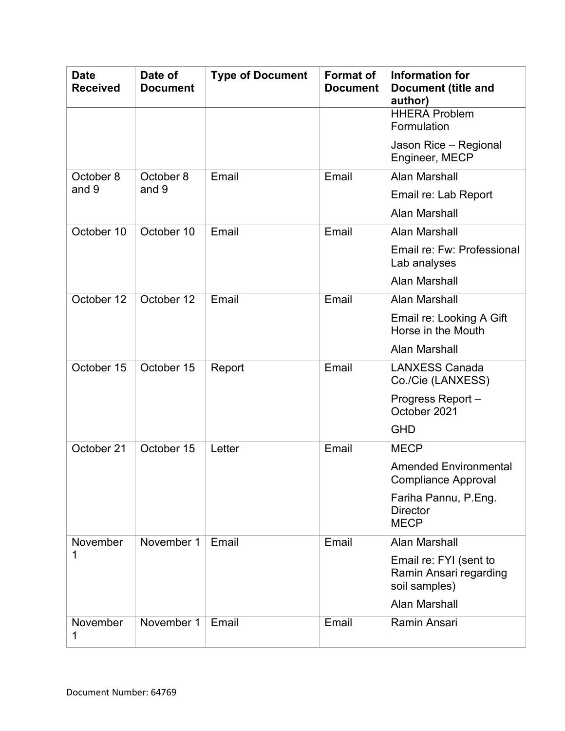| Date Received | Date of Document | Type of Document | Format of Document | Information for Document (title and author) |
|---|---|---|---|---|
| | | | | HHERA Problem Formulation<br><br>Jason Rice – Regional Engineer, MECP |
| October 8 and 9 | October 8 and 9 | Email | Email | Alan Marshall<br><br>Email re: Lab Report<br><br>Alan Marshall |
| October 10 | October 10 | Email | Email | Alan Marshall<br><br>Email re: Fw: Professional Lab analyses<br><br>Alan Marshall |
| October 12 | October 12 | Email | Email | Alan Marshall<br><br>Email re: Looking A Gift Horse in the Mouth<br><br>Alan Marshall |
| October 15 | October 15 | Report | Email | LANXESS Canada Co./Cie (LANXESS)<br><br>Progress Report – October 2021<br><br>GHD |
| October 21 | October 15 | Letter | Email | MECP<br><br>Amended Environmental Compliance Approval<br><br>Fariha Pannu, P.Eng. Director MECP |
| November 1 | November 1 | Email | Email | Alan Marshall<br><br>Email re: FYI (sent to Ramin Ansari regarding soil samples)<br><br>Alan Marshall |
| November 1 | November 1 | Email | Email | Ramin Ansari |

Document Number: 64769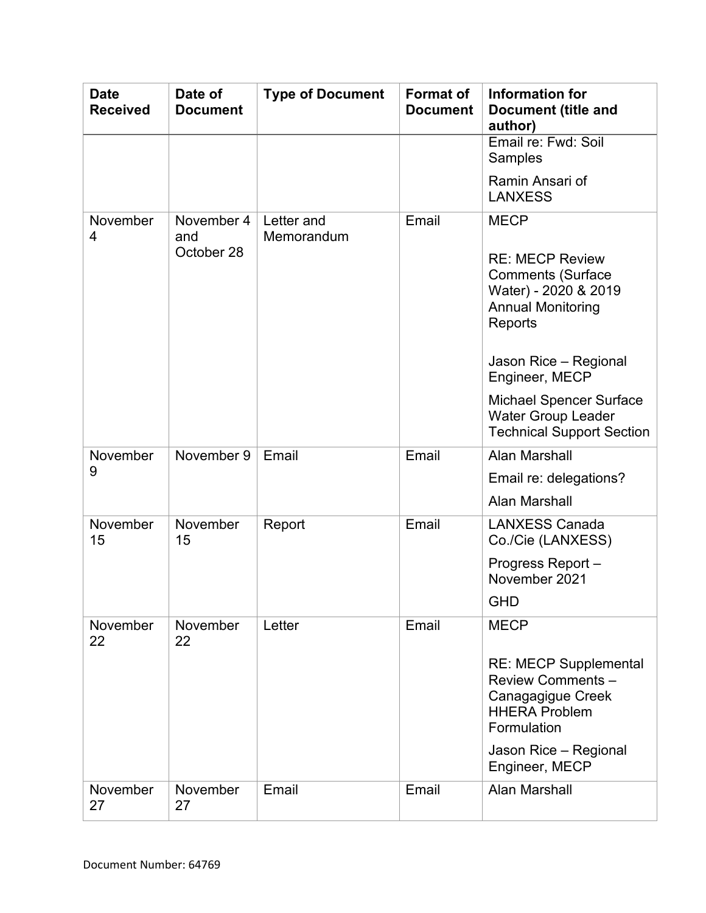| Date Received | Date of Document | Type of Document | Format of Document | Information for Document (title and author) |
|---|---|---|---|---|
| | | | | Email re: Fwd: Soil Samples<br><br>Ramin Ansari of LANXESS |
| November 4 | November 4 and October 28 | Letter and Memorandum | Email | MECP<br><br>RE: MECP Review Comments (Surface Water) - 2020 & 2019 Annual Monitoring Reports<br><br>Jason Rice – Regional Engineer, MECP<br><br>Michael Spencer Surface Water Group Leader Technical Support Section |
| November 9 | November 9 | Email | Email | Alan Marshall<br><br>Email re: delegations?<br><br>Alan Marshall |
| November 15 | November 15 | Report | Email | LANXESS Canada Co./Cie (LANXESS)<br><br>Progress Report – November 2021<br><br>GHD |
| November 22 | November 22 | Letter | Email | MECP<br><br>RE: MECP Supplemental Review Comments – Canagagigue Creek HHERA Problem Formulation<br><br>Jason Rice – Regional Engineer, MECP |
| November 27 | November 27 | Email | Email | Alan Marshall |

Document Number: 64769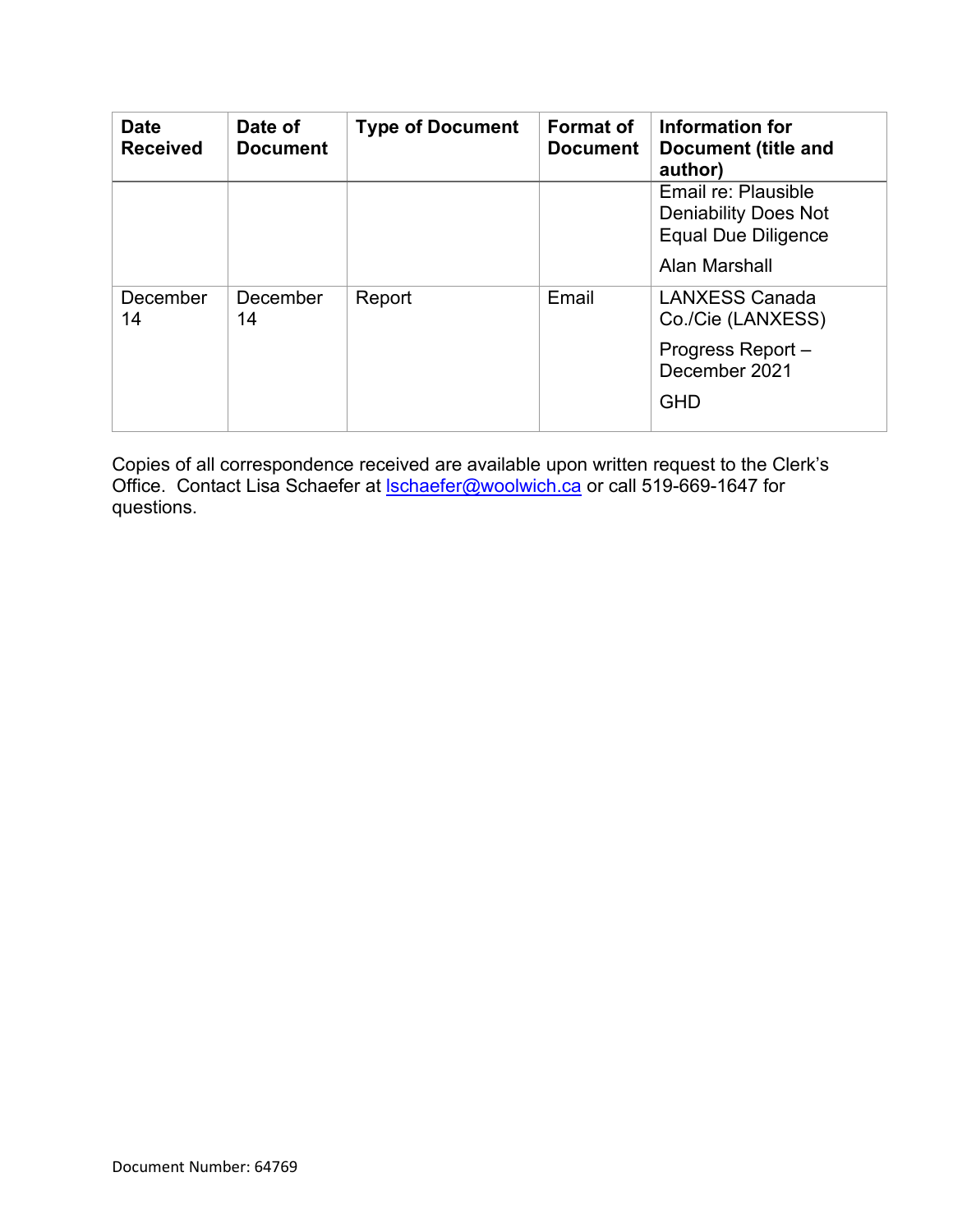| Date Received | Date of Document | Type of Document | Format of Document | Information for Document (title and author) |
|---|---|---|---|---|
| | | | | Email re: Plausible Deniability Does Not Equal Due Diligence<br><br>Alan Marshall |
| December 14 | December 14 | Report | Email | LANXESS Canada Co./Cie (LANXESS)<br><br>Progress Report – December 2021<br><br>GHD |

Copies of all correspondence received are available upon written request to the Clerk's Office. Contact Lisa Schaefer at lschaefer@woolwich.ca or call 519-669-1647 for questions.

Document Number: 64769